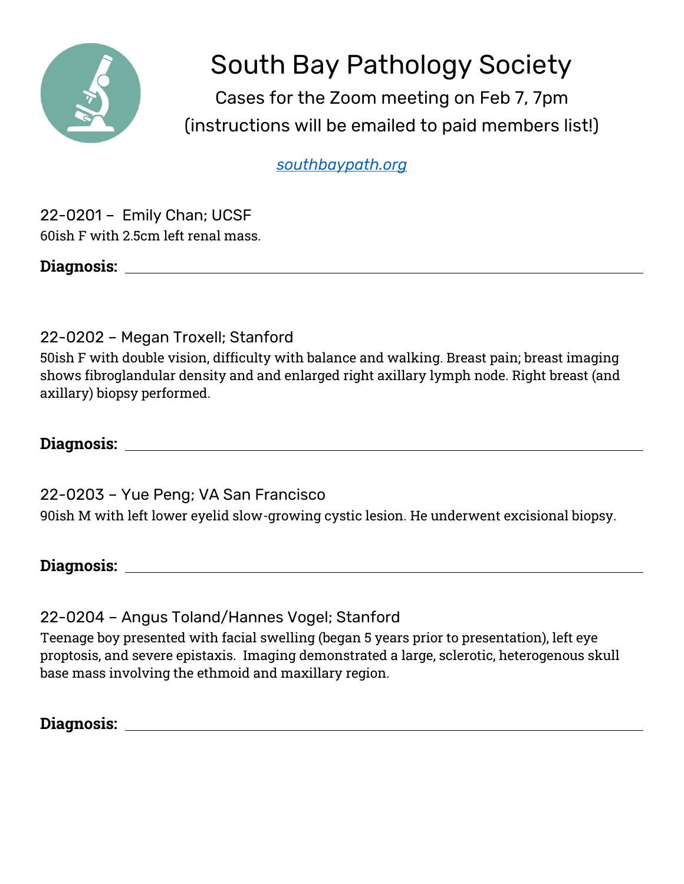# South Bay Pathology Society

Cases for the Zoom meeting on Feb 7, 7pm

(instructions will be emailed to paid members list!)

*southbaypath.org*

22-0201 – Emily Chan; UCSF

60ish F with 2.5cm left renal mass.

**Diagnosis:** \_\_\_\_\_\_\_\_\_\_\_\_\_\_\_\_\_\_\_\_\_\_\_\_\_\_\_\_\_\_\_\_\_\_\_\_\_\_\_\_

22-0202 – Megan Troxell; Stanford

50ish F with double vision, difficulty with balance and walking. Breast pain; breast imaging shows fibroglandular density and and enlarged right axillary lymph node. Right breast (and axillary) biopsy performed.

**Diagnosis:** \_\_\_\_\_\_\_\_\_\_\_\_\_\_\_\_\_\_\_\_\_\_\_\_\_\_\_\_\_\_\_\_\_\_\_\_\_\_\_\_

22-0203 – Yue Peng; VA San Francisco

90ish M with left lower eyelid slow-growing cystic lesion. He underwent excisional biopsy.

**Diagnosis:** \_\_\_\_\_\_\_\_\_\_\_\_\_\_\_\_\_\_\_\_\_\_\_\_\_\_\_\_\_\_\_\_\_\_\_\_\_\_\_\_

22-0204 – Angus Toland/Hannes Vogel; Stanford

Teenage boy presented with facial swelling (began 5 years prior to presentation), left eye proptosis, and severe epistaxis. Imaging demonstrated a large, sclerotic, heterogenous skull base mass involving the ethmoid and maxillary region.

**Diagnosis:** \_\_\_\_\_\_\_\_\_\_\_\_\_\_\_\_\_\_\_\_\_\_\_\_\_\_\_\_\_\_\_\_\_\_\_\_\_\_\_\_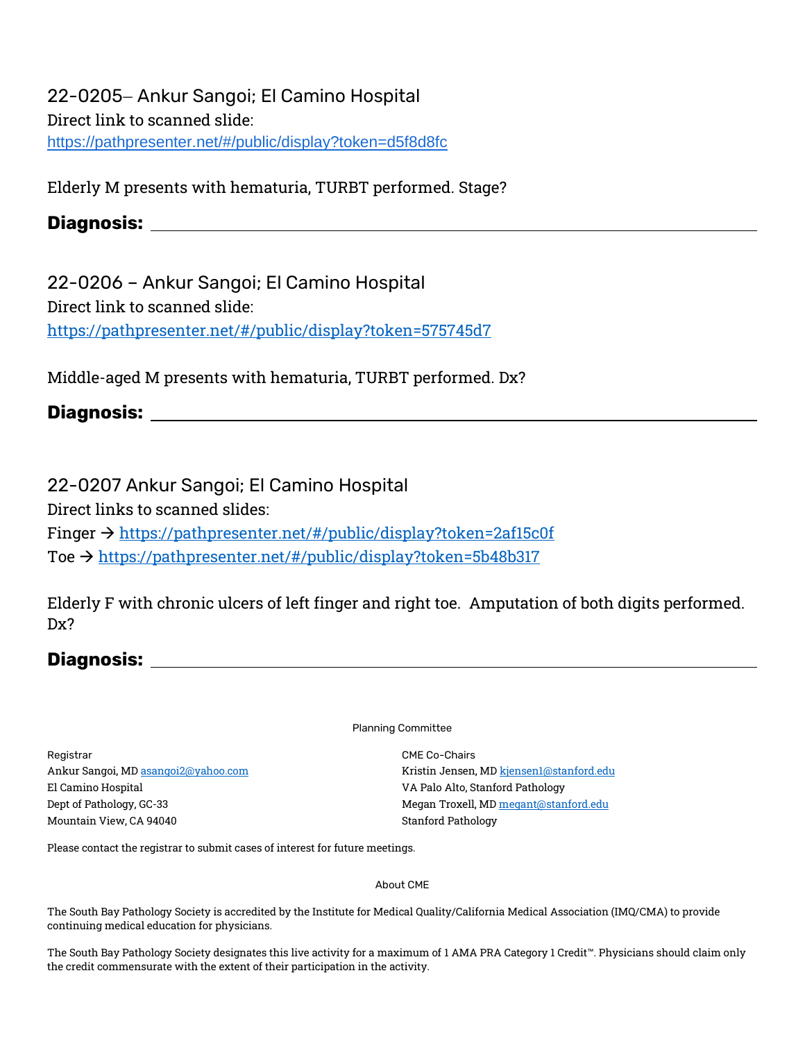## 22-0205– Ankur Sangoi; El Camino Hospital

Direct link to scanned slide:
https://pathpresenter.net/#/public/display?token=d5f8d8fc

Elderly M presents with hematuria, TURBT performed. Stage?

**Diagnosis:** ________________________________________________

## 22-0206 – Ankur Sangoi; El Camino Hospital

Direct link to scanned slide:
https://pathpresenter.net/#/public/display?token=575745d7

Middle-aged M presents with hematuria, TURBT performed. Dx?

**Diagnosis:** ________________________________________________

## 22-0207 Ankur Sangoi; El Camino Hospital

Direct links to scanned slides:

Finger → https://pathpresenter.net/#/public/display?token=2af15c0f

Toe → https://pathpresenter.net/#/public/display?token=5b48b317

Elderly F with chronic ulcers of left finger and right toe. Amputation of both digits performed. Dx?

**Diagnosis:** ________________________________________________

Planning Committee

Registrar
Ankur Sangoi, MD asangoi2@yahoo.com
El Camino Hospital
Dept of Pathology, GC-33
Mountain View, CA 94040

CME Co-Chairs
Kristin Jensen, MD kjensen1@stanford.edu
VA Palo Alto, Stanford Pathology
Megan Troxell, MD megant@stanford.edu
Stanford Pathology

Please contact the registrar to submit cases of interest for future meetings.

About CME

The South Bay Pathology Society is accredited by the Institute for Medical Quality/California Medical Association (IMQ/CMA) to provide continuing medical education for physicians.

The South Bay Pathology Society designates this live activity for a maximum of 1 AMA PRA Category 1 Credit™. Physicians should claim only the credit commensurate with the extent of their participation in the activity.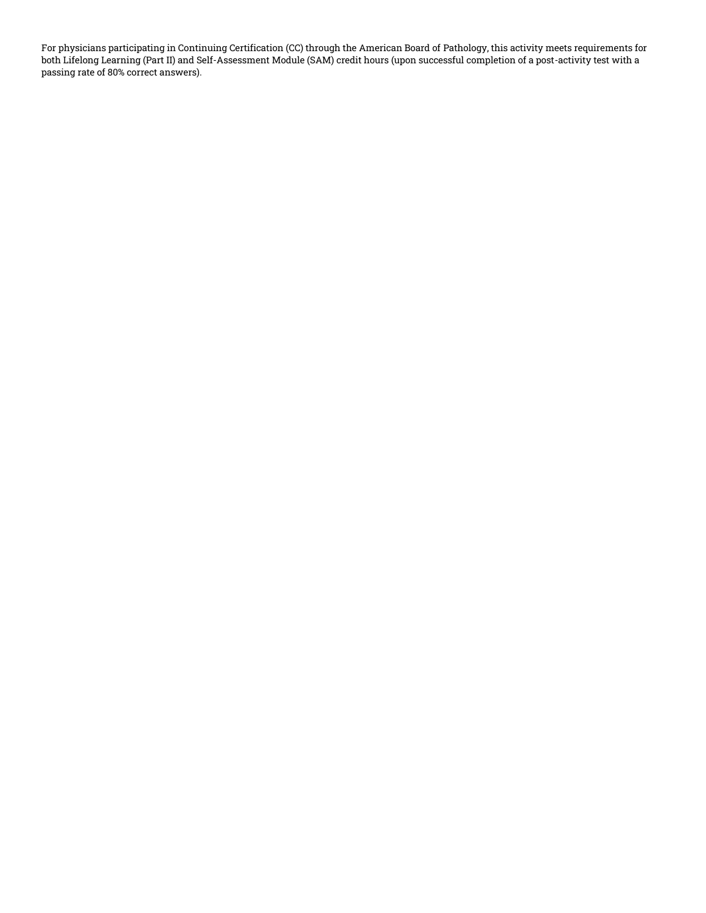For physicians participating in Continuing Certification (CC) through the American Board of Pathology, this activity meets requirements for both Lifelong Learning (Part II) and Self-Assessment Module (SAM) credit hours (upon successful completion of a post-activity test with a passing rate of 80% correct answers).